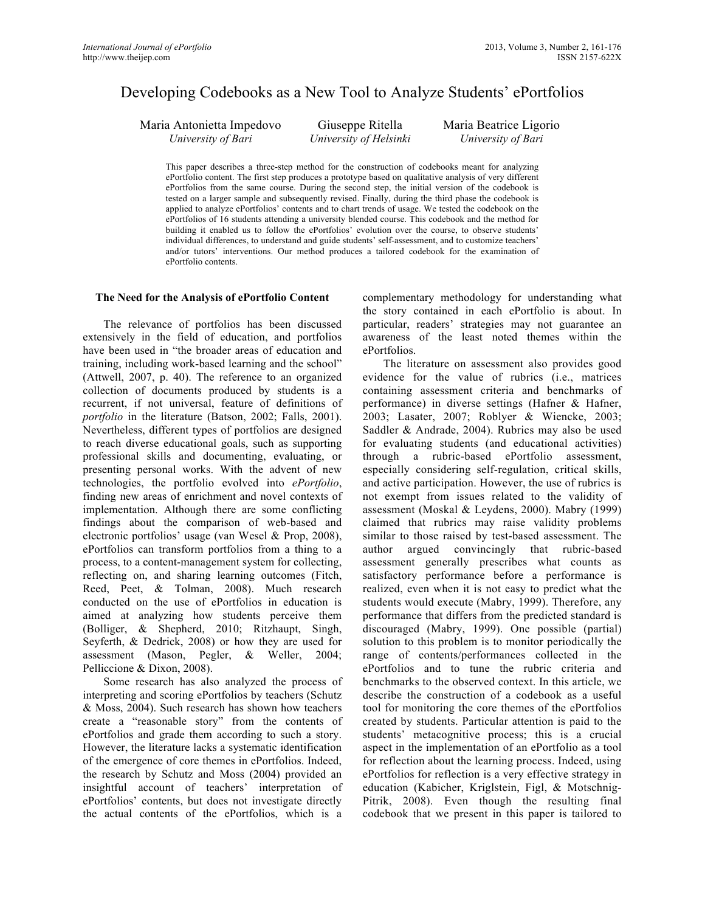# Developing Codebooks as a New Tool to Analyze Students' ePortfolios

Maria Antonietta Impedovo — *University of Bari*

Giuseppe Ritella — *University of Helsinki*

Maria Beatrice Ligorio — *University of Bari*

This paper describes a three-step method for the construction of codebooks meant for analyzing ePortfolio content. The first step produces a prototype based on qualitative analysis of very different ePortfolios from the same course. During the second step, the initial version of the codebook is tested on a larger sample and subsequently revised. Finally, during the third phase the codebook is applied to analyze ePortfolios' contents and to chart trends of usage. We tested the codebook on the ePortfolios of 16 students attending a university blended course. This codebook and the method for building it enabled us to follow the ePortfolios' evolution over the course, to observe students' individual differences, to understand and guide students' self-assessment, and to customize teachers' and/or tutors' interventions. Our method produces a tailored codebook for the examination of ePortfolio contents.

## The Need for the Analysis of ePortfolio Content

The relevance of portfolios has been discussed extensively in the field of education, and portfolios have been used in "the broader areas of education and training, including work-based learning and the school" (Attwell, 2007, p. 40). The reference to an organized collection of documents produced by students is a recurrent, if not universal, feature of definitions of *portfolio* in the literature (Batson, 2002; Falls, 2001). Nevertheless, different types of portfolios are designed to reach diverse educational goals, such as supporting professional skills and documenting, evaluating, or presenting personal works. With the advent of new technologies, the portfolio evolved into *ePortfolio*, finding new areas of enrichment and novel contexts of implementation. Although there are some conflicting findings about the comparison of web-based and electronic portfolios' usage (van Wesel & Prop, 2008), ePortfolios can transform portfolios from a thing to a process, to a content-management system for collecting, reflecting on, and sharing learning outcomes (Fitch, Reed, Peet, & Tolman, 2008). Much research conducted on the use of ePortfolios in education is aimed at analyzing how students perceive them (Bolliger, & Shepherd, 2010; Ritzhaupt, Singh, Seyferth, & Dedrick, 2008) or how they are used for assessment (Mason, Pegler, & Weller, 2004; Pelliccione & Dixon, 2008).

Some research has also analyzed the process of interpreting and scoring ePortfolios by teachers (Schutz & Moss, 2004). Such research has shown how teachers create a "reasonable story" from the contents of ePortfolios and grade them according to such a story. However, the literature lacks a systematic identification of the emergence of core themes in ePortfolios. Indeed, the research by Schutz and Moss (2004) provided an insightful account of teachers' interpretation of ePortfolios' contents, but does not investigate directly the actual contents of the ePortfolios, which is a complementary methodology for understanding what the story contained in each ePortfolio is about. In particular, readers' strategies may not guarantee an awareness of the least noted themes within the ePortfolios.

The literature on assessment also provides good evidence for the value of rubrics (i.e., matrices containing assessment criteria and benchmarks of performance) in diverse settings (Hafner & Hafner, 2003; Lasater, 2007; Roblyer & Wiencke, 2003; Saddler & Andrade, 2004). Rubrics may also be used for evaluating students (and educational activities) through a rubric-based ePortfolio assessment, especially considering self-regulation, critical skills, and active participation. However, the use of rubrics is not exempt from issues related to the validity of assessment (Moskal & Leydens, 2000). Mabry (1999) claimed that rubrics may raise validity problems similar to those raised by test-based assessment. The author argued convincingly that rubric-based assessment generally prescribes what counts as satisfactory performance before a performance is realized, even when it is not easy to predict what the students would execute (Mabry, 1999). Therefore, any performance that differs from the predicted standard is discouraged (Mabry, 1999). One possible (partial) solution to this problem is to monitor periodically the range of contents/performances collected in the ePortfolios and to tune the rubric criteria and benchmarks to the observed context. In this article, we describe the construction of a codebook as a useful tool for monitoring the core themes of the ePortfolios created by students. Particular attention is paid to the students' metacognitive process; this is a crucial aspect in the implementation of an ePortfolio as a tool for reflection about the learning process. Indeed, using ePortfolios for reflection is a very effective strategy in education (Kabicher, Kriglstein, Figl, & Motschnig-Pitrik, 2008). Even though the resulting final codebook that we present in this paper is tailored to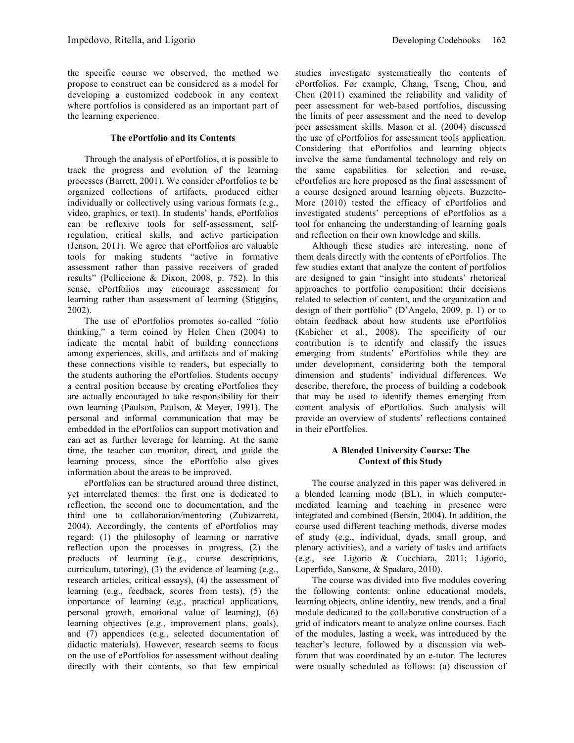the specific course we observed, the method we propose to construct can be considered as a model for developing a customized codebook in any context where portfolios is considered as an important part of the learning experience.

## The ePortfolio and its Contents

Through the analysis of ePortfolios, it is possible to track the progress and evolution of the learning processes (Barrett, 2001). We consider ePortfolios to be organized collections of artifacts, produced either individually or collectively using various formats (e.g., video, graphics, or text). In students' hands, ePortfolios can be reflexive tools for self-assessment, self-regulation, critical skills, and active participation (Jenson, 2011). We agree that ePortfolios are valuable tools for making students "active in formative assessment rather than passive receivers of graded results" (Pelliccione & Dixon, 2008, p. 752). In this sense, ePortfolios may encourage assessment for learning rather than assessment of learning (Stiggins, 2002).

The use of ePortfolios promotes so-called "folio thinking," a term coined by Helen Chen (2004) to indicate the mental habit of building connections among experiences, skills, and artifacts and of making these connections visible to readers, but especially to the students authoring the ePortfolios. Students occupy a central position because by creating ePortfolios they are actually encouraged to take responsibility for their own learning (Paulson, Paulson, & Meyer, 1991). The personal and informal communication that may be embedded in the ePortfolios can support motivation and can act as further leverage for learning. At the same time, the teacher can monitor, direct, and guide the learning process, since the ePortfolio also gives information about the areas to be improved.

ePortfolios can be structured around three distinct, yet interrelated themes: the first one is dedicated to reflection, the second one to documentation, and the third one to collaboration/mentoring (Zubizarreta, 2004). Accordingly, the contents of ePortfolios may regard: (1) the philosophy of learning or narrative reflection upon the processes in progress, (2) the products of learning (e.g., course descriptions, curriculum, tutoring), (3) the evidence of learning (e.g., research articles, critical essays), (4) the assessment of learning (e.g., feedback, scores from tests), (5) the importance of learning (e.g., practical applications, personal growth, emotional value of learning), (6) learning objectives (e.g., improvement plans, goals), and (7) appendices (e.g., selected documentation of didactic materials). However, research seems to focus on the use of ePortfolios for assessment without dealing directly with their contents, so that few empirical studies investigate systematically the contents of ePortfolios. For example, Chang, Tseng, Chou, and Chen (2011) examined the reliability and validity of peer assessment for web-based portfolios, discussing the limits of peer assessment and the need to develop peer assessment skills. Mason et al. (2004) discussed the use of ePortfolios for assessment tools application. Considering that ePortfolios and learning objects involve the same fundamental technology and rely on the same capabilities for selection and re-use, ePortfolios are here proposed as the final assessment of a course designed around learning objects. Buzzetto-More (2010) tested the efficacy of ePortfolios and investigated students' perceptions of ePortfolios as a tool for enhancing the understanding of learning goals and reflection on their own knowledge and skills.

Although these studies are interesting, none of them deals directly with the contents of ePortfolios. The few studies extant that analyze the content of portfolios are designed to gain "insight into students' rhetorical approaches to portfolio composition; their decisions related to selection of content, and the organization and design of their portfolio" (D'Angelo, 2009, p. 1) or to obtain feedback about how students use ePortfolios (Kabicher et al., 2008). The specificity of our contribution is to identify and classify the issues emerging from students' ePortfolios while they are under development, considering both the temporal dimension and students' individual differences. We describe, therefore, the process of building a codebook that may be used to identify themes emerging from content analysis of ePortfolios. Such analysis will provide an overview of students' reflections contained in their ePortfolios.

## A Blended University Course: The Context of this Study

The course analyzed in this paper was delivered in a blended learning mode (BL), in which computer-mediated learning and teaching in presence were integrated and combined (Bersin, 2004). In addition, the course used different teaching methods, diverse modes of study (e.g., individual, dyads, small group, and plenary activities), and a variety of tasks and artifacts (e.g., see Ligorio & Cucchiara, 2011; Ligorio, Loperfido, Sansone, & Spadaro, 2010).

The course was divided into five modules covering the following contents: online educational models, learning objects, online identity, new trends, and a final module dedicated to the collaborative construction of a grid of indicators meant to analyze online courses. Each of the modules, lasting a week, was introduced by the teacher's lecture, followed by a discussion via web-forum that was coordinated by an e-tutor. The lectures were usually scheduled as follows: (a) discussion of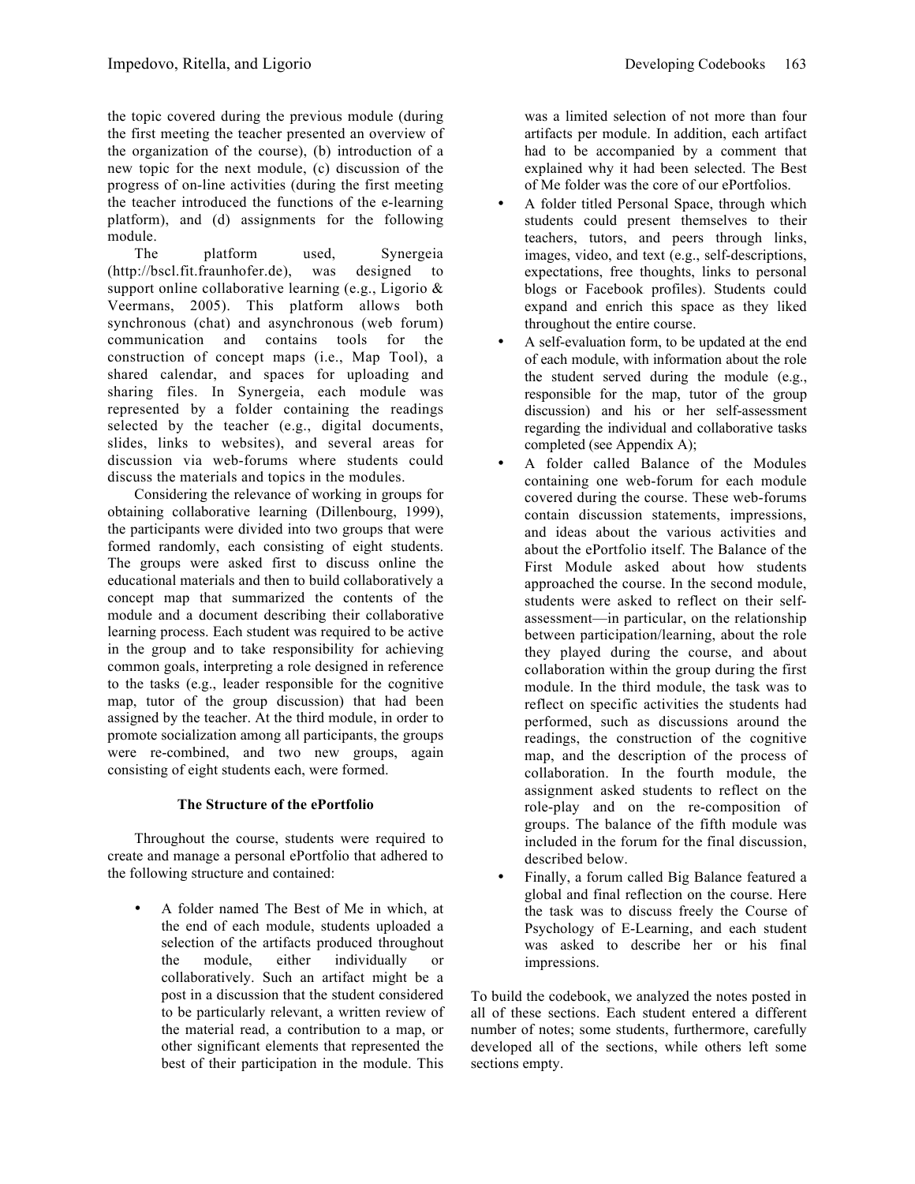the topic covered during the previous module (during the first meeting the teacher presented an overview of the organization of the course), (b) introduction of a new topic for the next module, (c) discussion of the progress of on-line activities (during the first meeting the teacher introduced the functions of the e-learning platform), and (d) assignments for the following module.

The platform used, Synergeia (http://bscl.fit.fraunhofer.de), was designed to support online collaborative learning (e.g., Ligorio & Veermans, 2005). This platform allows both synchronous (chat) and asynchronous (web forum) communication and contains tools for the construction of concept maps (i.e., Map Tool), a shared calendar, and spaces for uploading and sharing files. In Synergeia, each module was represented by a folder containing the readings selected by the teacher (e.g., digital documents, slides, links to websites), and several areas for discussion via web-forums where students could discuss the materials and topics in the modules.

Considering the relevance of working in groups for obtaining collaborative learning (Dillenbourg, 1999), the participants were divided into two groups that were formed randomly, each consisting of eight students. The groups were asked first to discuss online the educational materials and then to build collaboratively a concept map that summarized the contents of the module and a document describing their collaborative learning process. Each student was required to be active in the group and to take responsibility for achieving common goals, interpreting a role designed in reference to the tasks (e.g., leader responsible for the cognitive map, tutor of the group discussion) that had been assigned by the teacher. At the third module, in order to promote socialization among all participants, the groups were re-combined, and two new groups, again consisting of eight students each, were formed.

### The Structure of the ePortfolio

Throughout the course, students were required to create and manage a personal ePortfolio that adhered to the following structure and contained:

- A folder named The Best of Me in which, at the end of each module, students uploaded a selection of the artifacts produced throughout the module, either individually or collaboratively. Such an artifact might be a post in a discussion that the student considered to be particularly relevant, a written review of the material read, a contribution to a map, or other significant elements that represented the best of their participation in the module. This was a limited selection of not more than four artifacts per module. In addition, each artifact had to be accompanied by a comment that explained why it had been selected. The Best of Me folder was the core of our ePortfolios.
- A folder titled Personal Space, through which students could present themselves to their teachers, tutors, and peers through links, images, video, and text (e.g., self-descriptions, expectations, free thoughts, links to personal blogs or Facebook profiles). Students could expand and enrich this space as they liked throughout the entire course.
- A self-evaluation form, to be updated at the end of each module, with information about the role the student served during the module (e.g., responsible for the map, tutor of the group discussion) and his or her self-assessment regarding the individual and collaborative tasks completed (see Appendix A);
- A folder called Balance of the Modules containing one web-forum for each module covered during the course. These web-forums contain discussion statements, impressions, and ideas about the various activities and about the ePortfolio itself. The Balance of the First Module asked about how students approached the course. In the second module, students were asked to reflect on their self-assessment—in particular, on the relationship between participation/learning, about the role they played during the course, and about collaboration within the group during the first module. In the third module, the task was to reflect on specific activities the students had performed, such as discussions around the readings, the construction of the cognitive map, and the description of the process of collaboration. In the fourth module, the assignment asked students to reflect on the role-play and on the re-composition of groups. The balance of the fifth module was included in the forum for the final discussion, described below.
- Finally, a forum called Big Balance featured a global and final reflection on the course. Here the task was to discuss freely the Course of Psychology of E-Learning, and each student was asked to describe her or his final impressions.

To build the codebook, we analyzed the notes posted in all of these sections. Each student entered a different number of notes; some students, furthermore, carefully developed all of the sections, while others left some sections empty.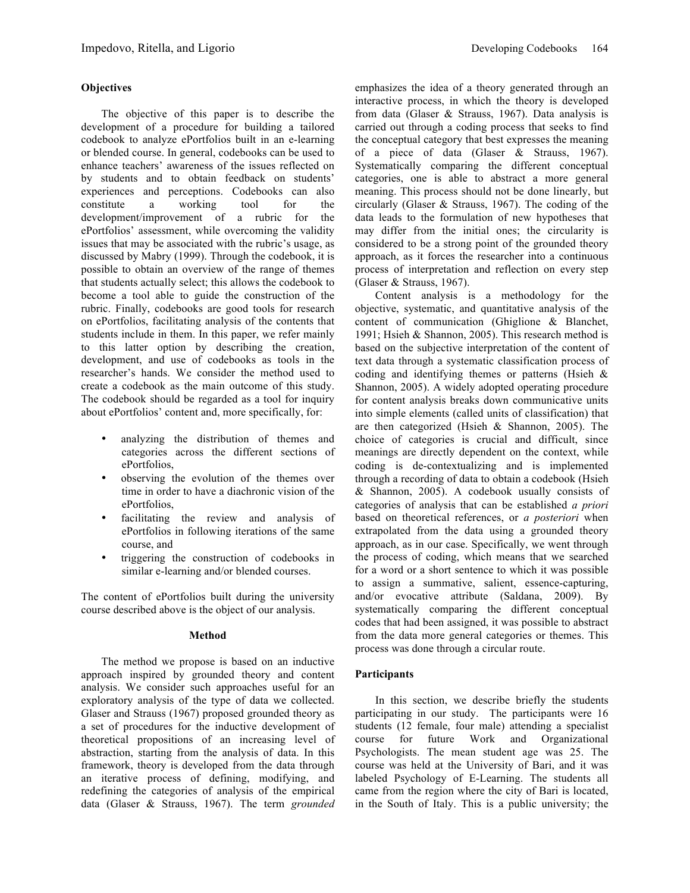### Objectives

The objective of this paper is to describe the development of a procedure for building a tailored codebook to analyze ePortfolios built in an e-learning or blended course. In general, codebooks can be used to enhance teachers' awareness of the issues reflected on by students and to obtain feedback on students' experiences and perceptions. Codebooks can also constitute a working tool for the development/improvement of a rubric for the ePortfolios' assessment, while overcoming the validity issues that may be associated with the rubric's usage, as discussed by Mabry (1999). Through the codebook, it is possible to obtain an overview of the range of themes that students actually select; this allows the codebook to become a tool able to guide the construction of the rubric. Finally, codebooks are good tools for research on ePortfolios, facilitating analysis of the contents that students include in them. In this paper, we refer mainly to this latter option by describing the creation, development, and use of codebooks as tools in the researcher's hands. We consider the method used to create a codebook as the main outcome of this study. The codebook should be regarded as a tool for inquiry about ePortfolios' content and, more specifically, for:

- analyzing the distribution of themes and categories across the different sections of ePortfolios,
- observing the evolution of the themes over time in order to have a diachronic vision of the ePortfolios,
- facilitating the review and analysis of ePortfolios in following iterations of the same course, and
- triggering the construction of codebooks in similar e-learning and/or blended courses.

The content of ePortfolios built during the university course described above is the object of our analysis.

## Method

The method we propose is based on an inductive approach inspired by grounded theory and content analysis. We consider such approaches useful for an exploratory analysis of the type of data we collected. Glaser and Strauss (1967) proposed grounded theory as a set of procedures for the inductive development of theoretical propositions of an increasing level of abstraction, starting from the analysis of data. In this framework, theory is developed from the data through an iterative process of defining, modifying, and redefining the categories of analysis of the empirical data (Glaser & Strauss, 1967). The term *grounded* emphasizes the idea of a theory generated through an interactive process, in which the theory is developed from data (Glaser & Strauss, 1967). Data analysis is carried out through a coding process that seeks to find the conceptual category that best expresses the meaning of a piece of data (Glaser & Strauss, 1967). Systematically comparing the different conceptual categories, one is able to abstract a more general meaning. This process should not be done linearly, but circularly (Glaser & Strauss, 1967). The coding of the data leads to the formulation of new hypotheses that may differ from the initial ones; the circularity is considered to be a strong point of the grounded theory approach, as it forces the researcher into a continuous process of interpretation and reflection on every step (Glaser & Strauss, 1967).

Content analysis is a methodology for the objective, systematic, and quantitative analysis of the content of communication (Ghiglione & Blanchet, 1991; Hsieh & Shannon, 2005). This research method is based on the subjective interpretation of the content of text data through a systematic classification process of coding and identifying themes or patterns (Hsieh & Shannon, 2005). A widely adopted operating procedure for content analysis breaks down communicative units into simple elements (called units of classification) that are then categorized (Hsieh & Shannon, 2005). The choice of categories is crucial and difficult, since meanings are directly dependent on the context, while coding is de-contextualizing and is implemented through a recording of data to obtain a codebook (Hsieh & Shannon, 2005). A codebook usually consists of categories of analysis that can be established *a priori* based on theoretical references, or *a posteriori* when extrapolated from the data using a grounded theory approach, as in our case. Specifically, we went through the process of coding, which means that we searched for a word or a short sentence to which it was possible to assign a summative, salient, essence-capturing, and/or evocative attribute (Saldana, 2009). By systematically comparing the different conceptual codes that had been assigned, it was possible to abstract from the data more general categories or themes. This process was done through a circular route.

### Participants

In this section, we describe briefly the students participating in our study. The participants were 16 students (12 female, four male) attending a specialist course for future Work and Organizational Psychologists. The mean student age was 25. The course was held at the University of Bari, and it was labeled Psychology of E-Learning. The students all came from the region where the city of Bari is located, in the South of Italy. This is a public university; the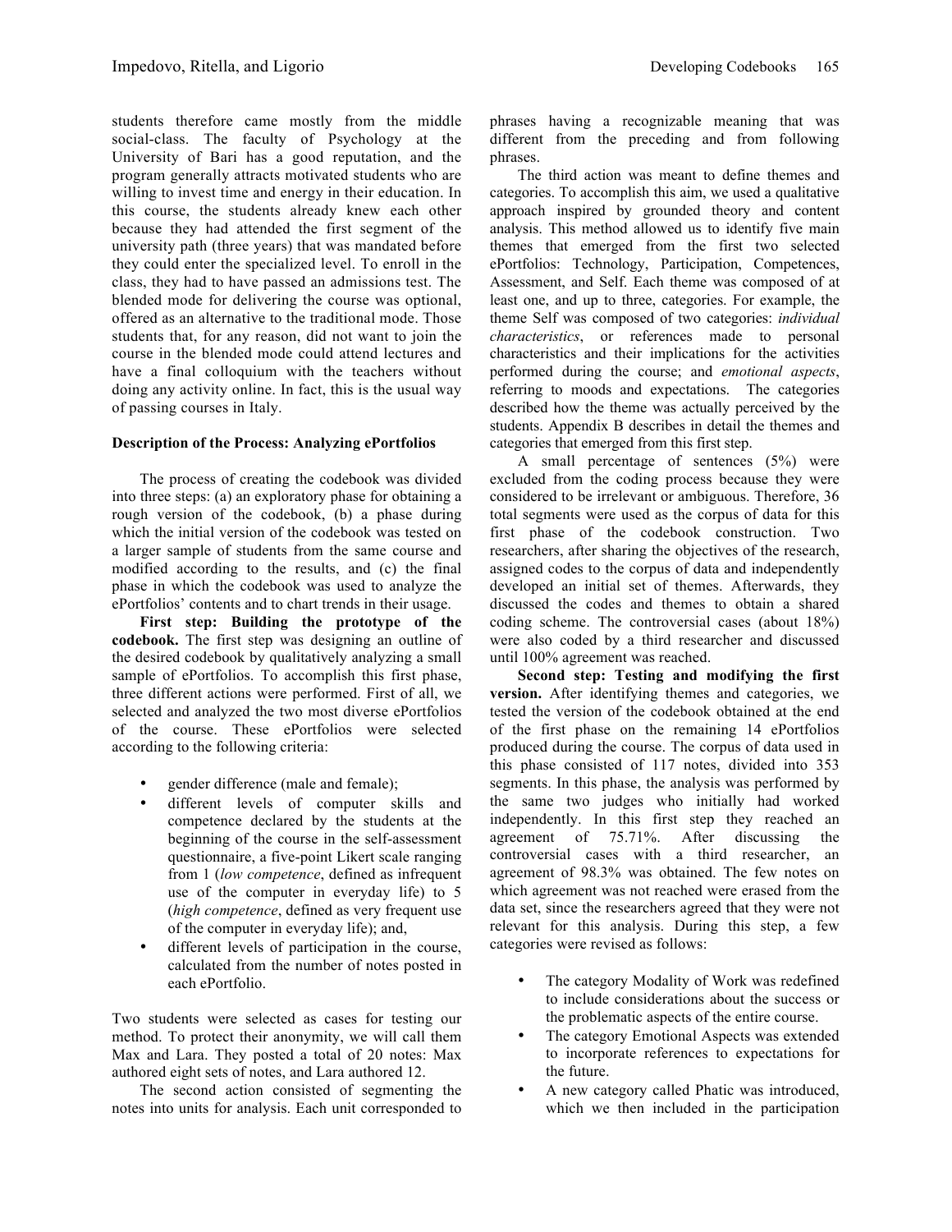students therefore came mostly from the middle social-class. The faculty of Psychology at the University of Bari has a good reputation, and the program generally attracts motivated students who are willing to invest time and energy in their education. In this course, the students already knew each other because they had attended the first segment of the university path (three years) that was mandated before they could enter the specialized level. To enroll in the class, they had to have passed an admissions test. The blended mode for delivering the course was optional, offered as an alternative to the traditional mode. Those students that, for any reason, did not want to join the course in the blended mode could attend lectures and have a final colloquium with the teachers without doing any activity online. In fact, this is the usual way of passing courses in Italy.

**Description of the Process: Analyzing ePortfolios**

The process of creating the codebook was divided into three steps: (a) an exploratory phase for obtaining a rough version of the codebook, (b) a phase during which the initial version of the codebook was tested on a larger sample of students from the same course and modified according to the results, and (c) the final phase in which the codebook was used to analyze the ePortfolios' contents and to chart trends in their usage.

**First step: Building the prototype of the codebook.** The first step was designing an outline of the desired codebook by qualitatively analyzing a small sample of ePortfolios. To accomplish this first phase, three different actions were performed. First of all, we selected and analyzed the two most diverse ePortfolios of the course. These ePortfolios were selected according to the following criteria:

- gender difference (male and female);
- different levels of computer skills and competence declared by the students at the beginning of the course in the self-assessment questionnaire, a five-point Likert scale ranging from 1 (*low competence*, defined as infrequent use of the computer in everyday life) to 5 (*high competence*, defined as very frequent use of the computer in everyday life); and,
- different levels of participation in the course, calculated from the number of notes posted in each ePortfolio.

Two students were selected as cases for testing our method. To protect their anonymity, we will call them Max and Lara. They posted a total of 20 notes: Max authored eight sets of notes, and Lara authored 12.

The second action consisted of segmenting the notes into units for analysis. Each unit corresponded to phrases having a recognizable meaning that was different from the preceding and from following phrases.

The third action was meant to define themes and categories. To accomplish this aim, we used a qualitative approach inspired by grounded theory and content analysis. This method allowed us to identify five main themes that emerged from the first two selected ePortfolios: Technology, Participation, Competences, Assessment, and Self. Each theme was composed of at least one, and up to three, categories. For example, the theme Self was composed of two categories: *individual characteristics*, or references made to personal characteristics and their implications for the activities performed during the course; and *emotional aspects*, referring to moods and expectations. The categories described how the theme was actually perceived by the students. Appendix B describes in detail the themes and categories that emerged from this first step.

A small percentage of sentences (5%) were excluded from the coding process because they were considered to be irrelevant or ambiguous. Therefore, 36 total segments were used as the corpus of data for this first phase of the codebook construction. Two researchers, after sharing the objectives of the research, assigned codes to the corpus of data and independently developed an initial set of themes. Afterwards, they discussed the codes and themes to obtain a shared coding scheme. The controversial cases (about 18%) were also coded by a third researcher and discussed until 100% agreement was reached.

**Second step: Testing and modifying the first version.** After identifying themes and categories, we tested the version of the codebook obtained at the end of the first phase on the remaining 14 ePortfolios produced during the course. The corpus of data used in this phase consisted of 117 notes, divided into 353 segments. In this phase, the analysis was performed by the same two judges who initially had worked independently. In this first step they reached an agreement of 75.71%. After discussing the controversial cases with a third researcher, an agreement of 98.3% was obtained. The few notes on which agreement was not reached were erased from the data set, since the researchers agreed that they were not relevant for this analysis. During this step, a few categories were revised as follows:

- The category Modality of Work was redefined to include considerations about the success or the problematic aspects of the entire course.
- The category Emotional Aspects was extended to incorporate references to expectations for the future.
- A new category called Phatic was introduced, which we then included in the participation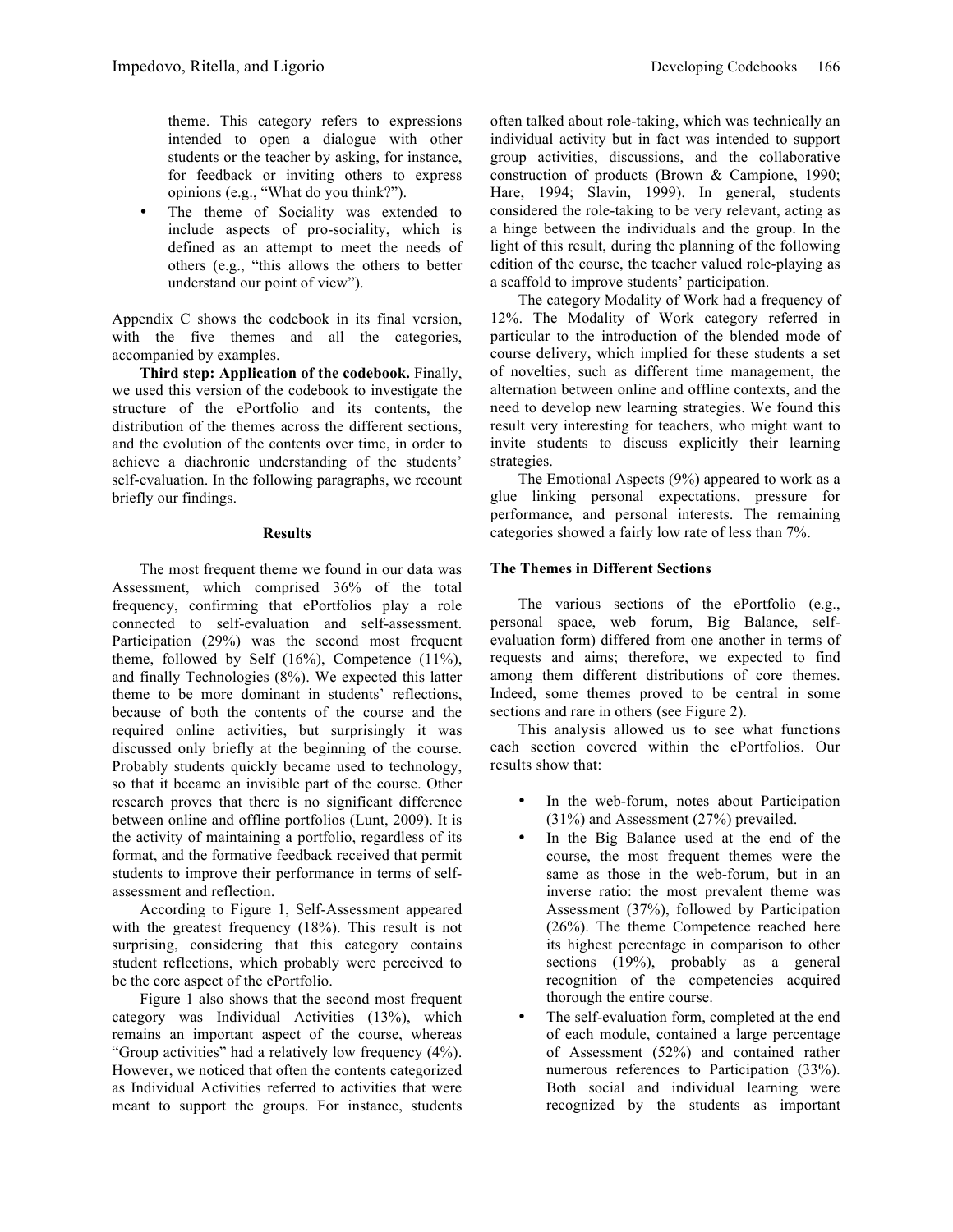theme. This category refers to expressions intended to open a dialogue with other students or the teacher by asking, for instance, for feedback or inviting others to express opinions (e.g., "What do you think?").

- The theme of Sociality was extended to include aspects of pro-sociality, which is defined as an attempt to meet the needs of others (e.g., "this allows the others to better understand our point of view").

Appendix C shows the codebook in its final version, with the five themes and all the categories, accompanied by examples.

**Third step: Application of the codebook.** Finally, we used this version of the codebook to investigate the structure of the ePortfolio and its contents, the distribution of the themes across the different sections, and the evolution of the contents over time, in order to achieve a diachronic understanding of the students' self-evaluation. In the following paragraphs, we recount briefly our findings.

## Results

The most frequent theme we found in our data was Assessment, which comprised 36% of the total frequency, confirming that ePortfolios play a role connected to self-evaluation and self-assessment. Participation (29%) was the second most frequent theme, followed by Self (16%), Competence (11%), and finally Technologies (8%). We expected this latter theme to be more dominant in students' reflections, because of both the contents of the course and the required online activities, but surprisingly it was discussed only briefly at the beginning of the course. Probably students quickly became used to technology, so that it became an invisible part of the course. Other research proves that there is no significant difference between online and offline portfolios (Lunt, 2009). It is the activity of maintaining a portfolio, regardless of its format, and the formative feedback received that permit students to improve their performance in terms of self-assessment and reflection.

According to Figure 1, Self-Assessment appeared with the greatest frequency (18%). This result is not surprising, considering that this category contains student reflections, which probably were perceived to be the core aspect of the ePortfolio.

Figure 1 also shows that the second most frequent category was Individual Activities (13%), which remains an important aspect of the course, whereas "Group activities" had a relatively low frequency (4%). However, we noticed that often the contents categorized as Individual Activities referred to activities that were meant to support the groups. For instance, students often talked about role-taking, which was technically an individual activity but in fact was intended to support group activities, discussions, and the collaborative construction of products (Brown & Campione, 1990; Hare, 1994; Slavin, 1999). In general, students considered the role-taking to be very relevant, acting as a hinge between the individuals and the group. In the light of this result, during the planning of the following edition of the course, the teacher valued role-playing as a scaffold to improve students' participation.

The category Modality of Work had a frequency of 12%. The Modality of Work category referred in particular to the introduction of the blended mode of course delivery, which implied for these students a set of novelties, such as different time management, the alternation between online and offline contexts, and the need to develop new learning strategies. We found this result very interesting for teachers, who might want to invite students to discuss explicitly their learning strategies.

The Emotional Aspects (9%) appeared to work as a glue linking personal expectations, pressure for performance, and personal interests. The remaining categories showed a fairly low rate of less than 7%.

### The Themes in Different Sections

The various sections of the ePortfolio (e.g., personal space, web forum, Big Balance, self-evaluation form) differed from one another in terms of requests and aims; therefore, we expected to find among them different distributions of core themes. Indeed, some themes proved to be central in some sections and rare in others (see Figure 2).

This analysis allowed us to see what functions each section covered within the ePortfolios. Our results show that:

- In the web-forum, notes about Participation (31%) and Assessment (27%) prevailed.
- In the Big Balance used at the end of the course, the most frequent themes were the same as those in the web-forum, but in an inverse ratio: the most prevalent theme was Assessment (37%), followed by Participation (26%). The theme Competence reached here its highest percentage in comparison to other sections (19%), probably as a general recognition of the competencies acquired thorough the entire course.
- The self-evaluation form, completed at the end of each module, contained a large percentage of Assessment (52%) and contained rather numerous references to Participation (33%). Both social and individual learning were recognized by the students as important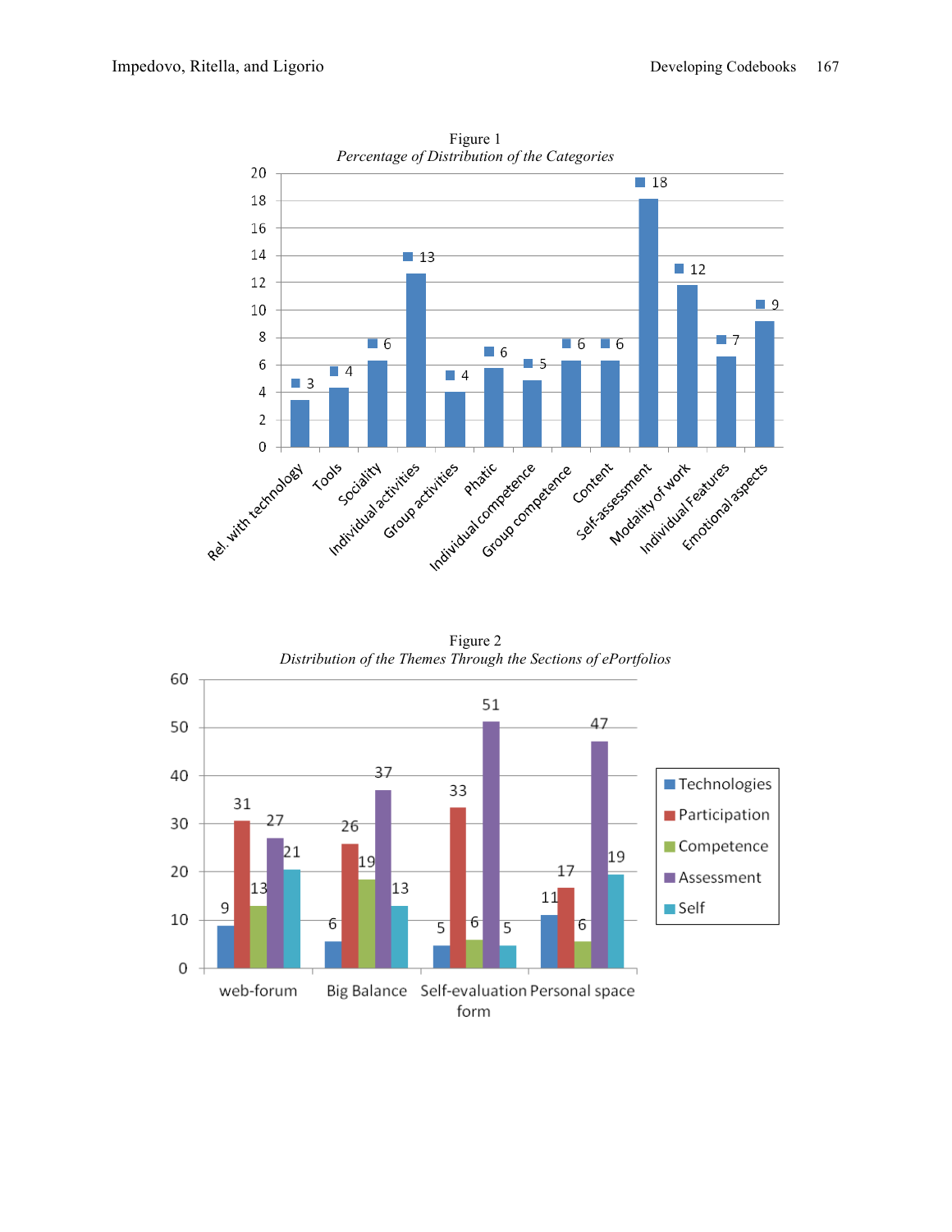Figure 1

*Percentage of Distribution of the Categories*

| Category | Percentage |
| --- | --- |
| Rel. with technology | 3 |
| Tools | 4 |
| Sociality | 6 |
| Individual activities | 13 |
| Group activities | 4 |
| Phatic | 6 |
| Individual competence | 5 |
| Group competence | 6 |
| Content | 6 |
| Self-assessment | 18 |
| Modality of work | 12 |
| Individual Features | 7 |
| Emotional aspects | 9 |

Figure 2

*Distribution of the Themes Through the Sections of ePortfolios*

| | Technologies | Participation | Competence | Assessment | Self |
| --- | --- | --- | --- | --- | --- |
| web-forum | 9 | 31 | 13 | 27 | 21 |
| Big Balance | 6 | 26 | 19 | 37 | 13 |
| Self-evaluation form | 5 | 33 | 6 | 51 | 5 |
| Personal space | 11 | 17 | 6 | 47 | 19 |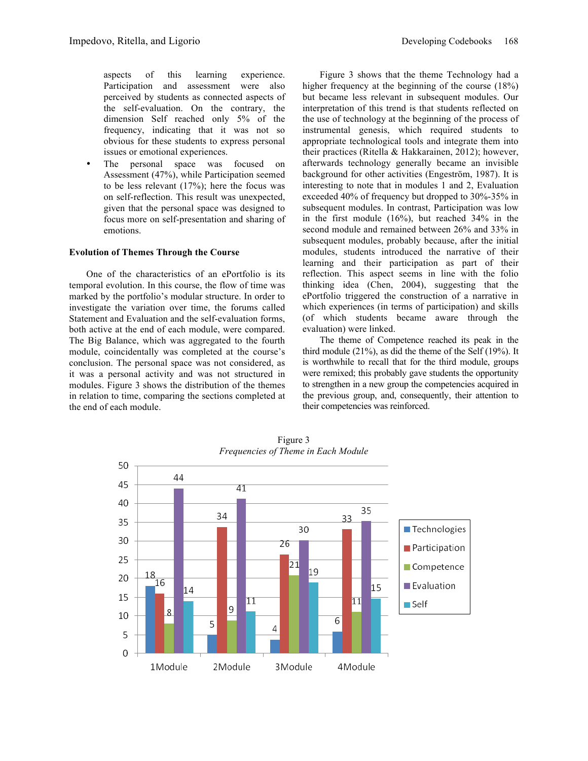aspects of this learning experience. Participation and assessment were also perceived by students as connected aspects of the self-evaluation. On the contrary, the dimension Self reached only 5% of the frequency, indicating that it was not so obvious for these students to express personal issues or emotional experiences.

- The personal space was focused on Assessment (47%), while Participation seemed to be less relevant (17%); here the focus was on self-reflection. This result was unexpected, given that the personal space was designed to focus more on self-presentation and sharing of emotions.

### Evolution of Themes Through the Course

One of the characteristics of an ePortfolio is its temporal evolution. In this course, the flow of time was marked by the portfolio's modular structure. In order to investigate the variation over time, the forums called Statement and Evaluation and the self-evaluation forms, both active at the end of each module, were compared. The Big Balance, which was aggregated to the fourth module, coincidentally was completed at the course's conclusion. The personal space was not considered, as it was a personal activity and was not structured in modules. Figure 3 shows the distribution of the themes in relation to time, comparing the sections completed at the end of each module.

Figure 3 shows that the theme Technology had a higher frequency at the beginning of the course (18%) but became less relevant in subsequent modules. Our interpretation of this trend is that students reflected on the use of technology at the beginning of the process of instrumental genesis, which required students to appropriate technological tools and integrate them into their practices (Ritella & Hakkarainen, 2012); however, afterwards technology generally became an invisible background for other activities (Engeström, 1987). It is interesting to note that in modules 1 and 2, Evaluation exceeded 40% of frequency but dropped to 30%-35% in subsequent modules. In contrast, Participation was low in the first module (16%), but reached 34% in the second module and remained between 26% and 33% in subsequent modules, probably because, after the initial modules, students introduced the narrative of their learning and their participation as part of their reflection. This aspect seems in line with the folio thinking idea (Chen, 2004), suggesting that the ePortfolio triggered the construction of a narrative in which experiences (in terms of participation) and skills (of which students became aware through the evaluation) were linked.

The theme of Competence reached its peak in the third module (21%), as did the theme of the Self (19%). It is worthwhile to recall that for the third module, groups were remixed; this probably gave students the opportunity to strengthen in a new group the competencies acquired in the previous group, and, consequently, their attention to their competencies was reinforced.

| | Technologies | Participation | Competence | Evaluation | Self |
|---|---|---|---|---|---|
| 1Module | 18 | 16 | 8 | 44 | 14 |
| 2Module | 5 | 34 | 9 | 41 | 11 |
| 3Module | 4 | 26 | 21 | 30 | 19 |
| 4Module | 6 | 33 | 11 | 35 | 15 |

Figure 3
*Frequencies of Theme in Each Module*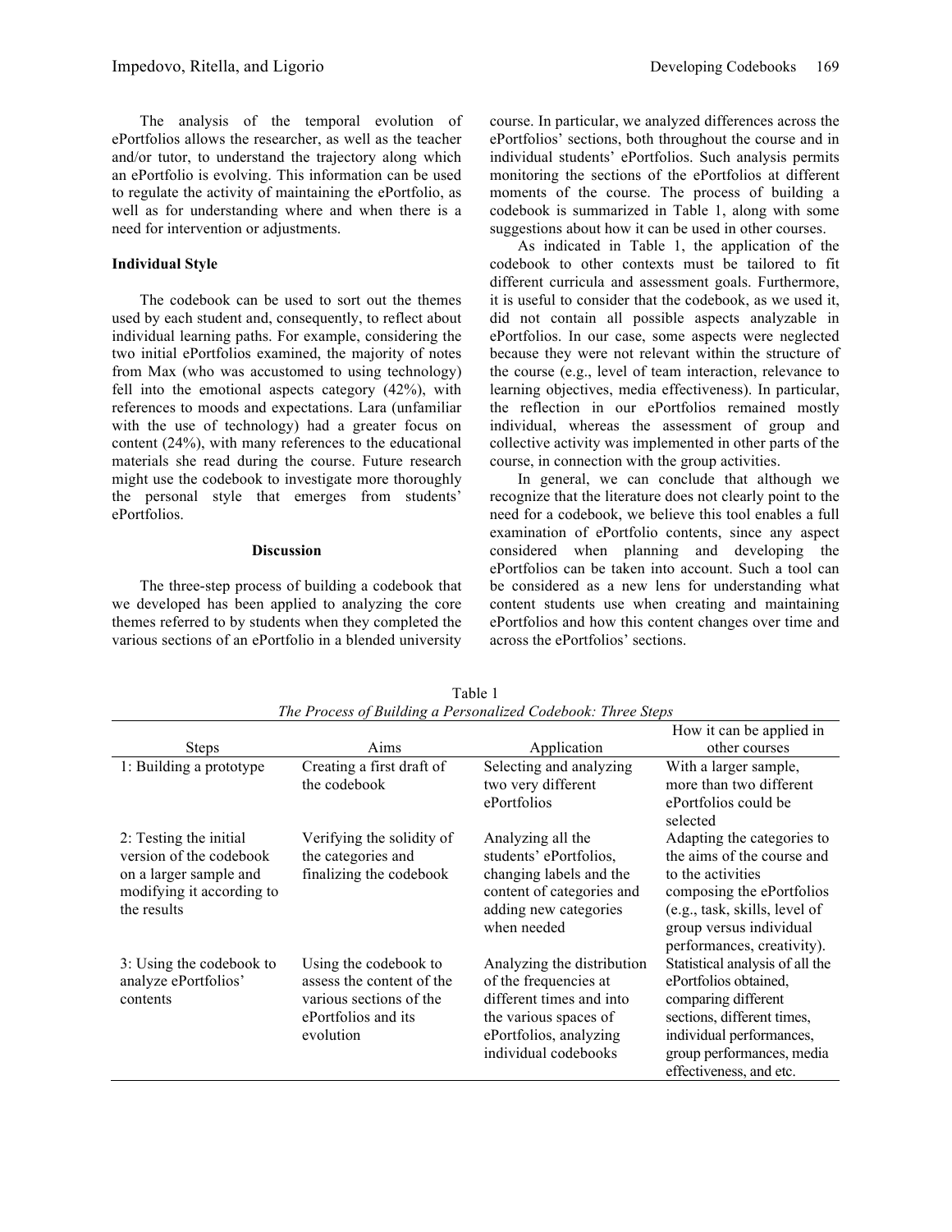The analysis of the temporal evolution of ePortfolios allows the researcher, as well as the teacher and/or tutor, to understand the trajectory along which an ePortfolio is evolving. This information can be used to regulate the activity of maintaining the ePortfolio, as well as for understanding where and when there is a need for intervention or adjustments.

**Individual Style**

The codebook can be used to sort out the themes used by each student and, consequently, to reflect about individual learning paths. For example, considering the two initial ePortfolios examined, the majority of notes from Max (who was accustomed to using technology) fell into the emotional aspects category (42%), with references to moods and expectations. Lara (unfamiliar with the use of technology) had a greater focus on content (24%), with many references to the educational materials she read during the course. Future research might use the codebook to investigate more thoroughly the personal style that emerges from students' ePortfolios.

## Discussion

The three-step process of building a codebook that we developed has been applied to analyzing the core themes referred to by students when they completed the various sections of an ePortfolio in a blended university course. In particular, we analyzed differences across the ePortfolios' sections, both throughout the course and in individual students' ePortfolios. Such analysis permits monitoring the sections of the ePortfolios at different moments of the course. The process of building a codebook is summarized in Table 1, along with some suggestions about how it can be used in other courses.

As indicated in Table 1, the application of the codebook to other contexts must be tailored to fit different curricula and assessment goals. Furthermore, it is useful to consider that the codebook, as we used it, did not contain all possible aspects analyzable in ePortfolios. In our case, some aspects were neglected because they were not relevant within the structure of the course (e.g., level of team interaction, relevance to learning objectives, media effectiveness). In particular, the reflection in our ePortfolios remained mostly individual, whereas the assessment of group and collective activity was implemented in other parts of the course, in connection with the group activities.

In general, we can conclude that although we recognize that the literature does not clearly point to the need for a codebook, we believe this tool enables a full examination of ePortfolio contents, since any aspect considered when planning and developing the ePortfolios can be taken into account. Such a tool can be considered as a new lens for understanding what content students use when creating and maintaining ePortfolios and how this content changes over time and across the ePortfolios' sections.

Table 1
*The Process of Building a Personalized Codebook: Three Steps*

| Steps | Aims | Application | How it can be applied in other courses |
|---|---|---|---|
| 1: Building a prototype | Creating a first draft of the codebook | Selecting and analyzing two very different ePortfolios | With a larger sample, more than two different ePortfolios could be selected |
| 2: Testing the initial version of the codebook on a larger sample and modifying it according to the results | Verifying the solidity of the categories and finalizing the codebook | Analyzing all the students' ePortfolios, changing labels and the content of categories and adding new categories when needed | Adapting the categories to the aims of the course and to the activities composing the ePortfolios (e.g., task, skills, level of group versus individual performances, creativity). |
| 3: Using the codebook to analyze ePortfolios' contents | Using the codebook to assess the content of the various sections of the ePortfolios and its evolution | Analyzing the distribution of the frequencies at different times and into the various spaces of ePortfolios, analyzing individual codebooks | Statistical analysis of all the ePortfolios obtained, comparing different sections, different times, individual performances, group performances, media effectiveness, and etc. |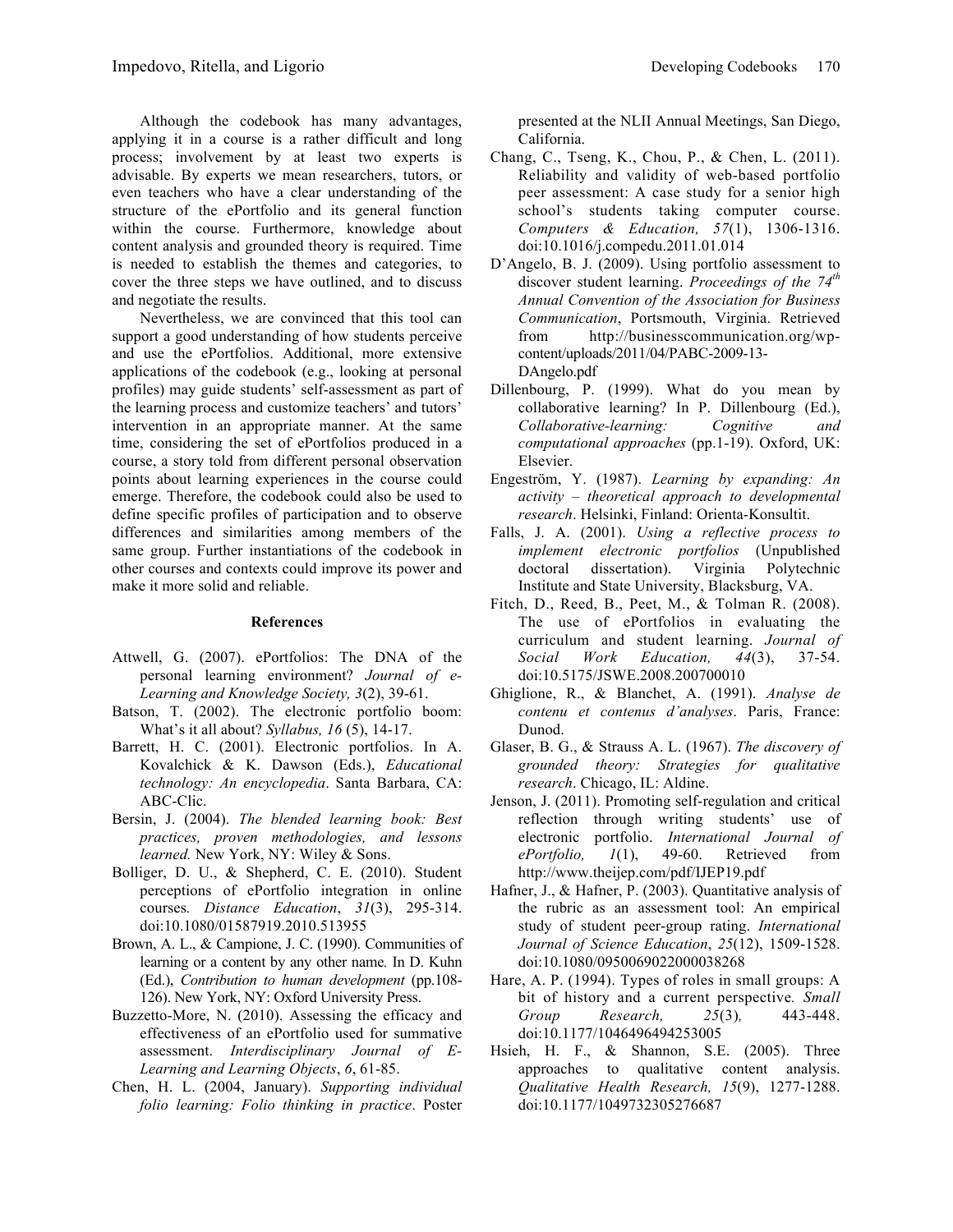Although the codebook has many advantages, applying it in a course is a rather difficult and long process; involvement by at least two experts is advisable. By experts we mean researchers, tutors, or even teachers who have a clear understanding of the structure of the ePortfolio and its general function within the course. Furthermore, knowledge about content analysis and grounded theory is required. Time is needed to establish the themes and categories, to cover the three steps we have outlined, and to discuss and negotiate the results.

Nevertheless, we are convinced that this tool can support a good understanding of how students perceive and use the ePortfolios. Additional, more extensive applications of the codebook (e.g., looking at personal profiles) may guide students' self-assessment as part of the learning process and customize teachers' and tutors' intervention in an appropriate manner. At the same time, considering the set of ePortfolios produced in a course, a story told from different personal observation points about learning experiences in the course could emerge. Therefore, the codebook could also be used to define specific profiles of participation and to observe differences and similarities among members of the same group. Further instantiations of the codebook in other courses and contexts could improve its power and make it more solid and reliable.

## References

Attwell, G. (2007). ePortfolios: The DNA of the personal learning environment? *Journal of e-Learning and Knowledge Society, 3*(2), 39-61.

Batson, T. (2002). The electronic portfolio boom: What's it all about? *Syllabus, 16* (5), 14-17.

Barrett, H. C. (2001). Electronic portfolios. In A. Kovalchick & K. Dawson (Eds.), *Educational technology: An encyclopedia*. Santa Barbara, CA: ABC-Clic.

Bersin, J. (2004). *The blended learning book: Best practices, proven methodologies, and lessons learned.* New York, NY: Wiley & Sons.

Bolliger, D. U., & Shepherd, C. E. (2010). Student perceptions of ePortfolio integration in online courses*. Distance Education*, *31*(3), 295-314. doi:10.1080/01587919.2010.513955

Brown, A. L., & Campione, J. C. (1990). Communities of learning or a content by any other name*.* In D. Kuhn (Ed.), *Contribution to human development* (pp.108-126). New York, NY: Oxford University Press.

Buzzetto-More, N. (2010). Assessing the efficacy and effectiveness of an ePortfolio used for summative assessment. *Interdisciplinary Journal of E-Learning and Learning Objects*, *6*, 61-85.

Chen, H. L. (2004, January). *Supporting individual folio learning: Folio thinking in practice*. Poster presented at the NLII Annual Meetings, San Diego, California.

Chang, C., Tseng, K., Chou, P., & Chen, L. (2011). Reliability and validity of web-based portfolio peer assessment: A case study for a senior high school's students taking computer course. *Computers & Education, 57*(1), 1306-1316. doi:10.1016/j.compedu.2011.01.014

D'Angelo, B. J. (2009). Using portfolio assessment to discover student learning. *Proceedings of the 74th Annual Convention of the Association for Business Communication*, Portsmouth, Virginia. Retrieved from http://businesscommunication.org/wp-content/uploads/2011/04/PABC-2009-13-DAngelo.pdf

Dillenbourg, P. (1999). What do you mean by collaborative learning? In P. Dillenbourg (Ed.), *Collaborative-learning: Cognitive and computational approaches* (pp.1-19). Oxford, UK: Elsevier.

Engeström, Y. (1987). *Learning by expanding: An activity – theoretical approach to developmental research*. Helsinki, Finland: Orienta-Konsultit.

Falls, J. A. (2001). *Using a reflective process to implement electronic portfolios* (Unpublished doctoral dissertation). Virginia Polytechnic Institute and State University, Blacksburg, VA.

Fitch, D., Reed, B., Peet, M., & Tolman R. (2008). The use of ePortfolios in evaluating the curriculum and student learning. *Journal of Social Work Education, 44*(3), 37-54. doi:10.5175/JSWE.2008.200700010

Ghiglione, R., & Blanchet, A. (1991). *Analyse de contenu et contenus d'analyses*. Paris, France: Dunod.

Glaser, B. G., & Strauss A. L. (1967). *The discovery of grounded theory: Strategies for qualitative research*. Chicago, IL: Aldine.

Jenson, J. (2011). Promoting self-regulation and critical reflection through writing students' use of electronic portfolio. *International Journal of ePortfolio, 1*(1), 49-60. Retrieved from http://www.theijep.com/pdf/IJEP19.pdf

Hafner, J., & Hafner, P. (2003). Quantitative analysis of the rubric as an assessment tool: An empirical study of student peer-group rating. *International Journal of Science Education*, *25*(12), 1509-1528. doi:10.1080/0950069022000038268

Hare, A. P. (1994). Types of roles in small groups: A bit of history and a current perspective*. Small Group Research, 25*(3)*,* 443-448. doi:10.1177/1046496494253005

Hsieh, H. F., & Shannon, S.E. (2005). Three approaches to qualitative content analysis. *Qualitative Health Research, 15*(9), 1277-1288. doi:10.1177/1049732305276687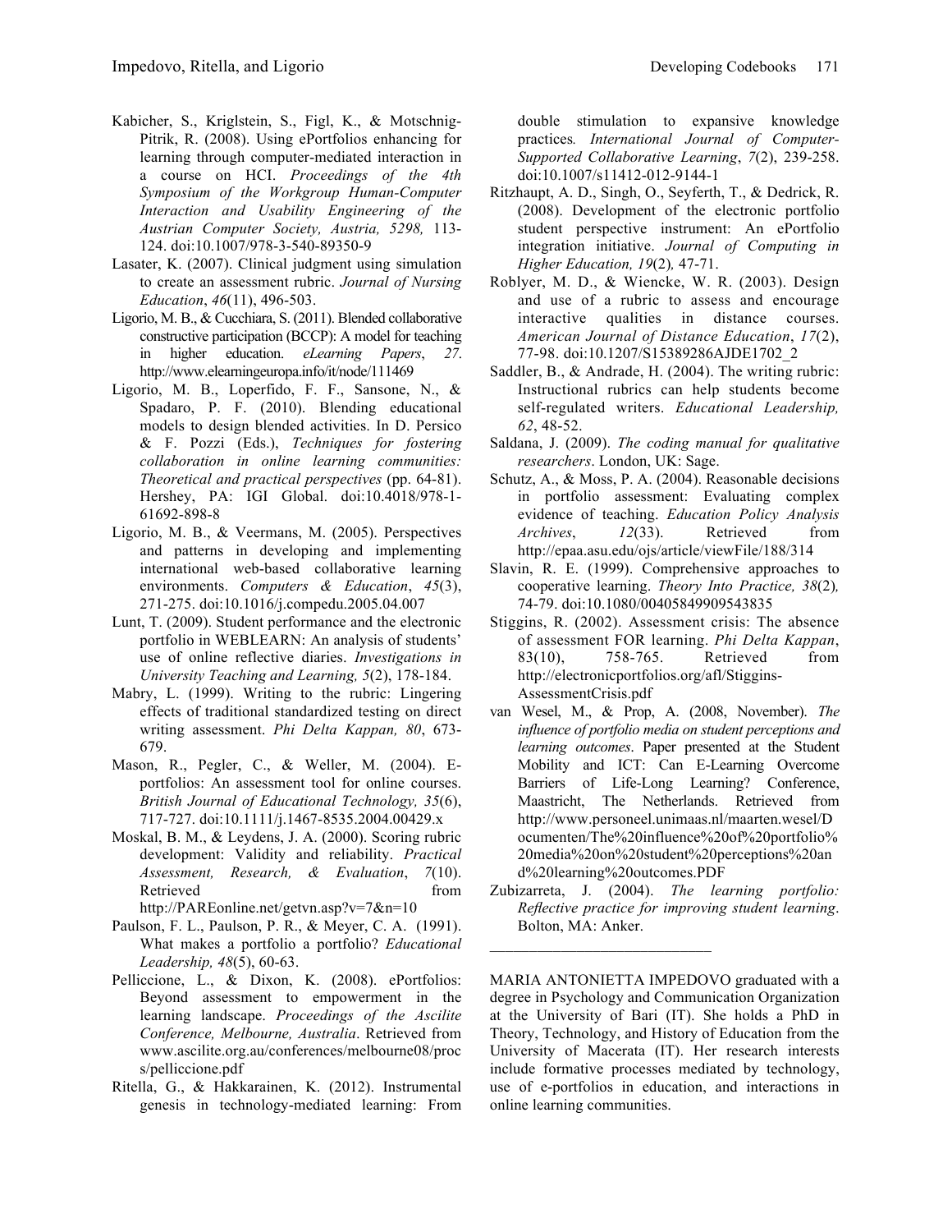Kabicher, S., Kriglstein, S., Figl, K., & Motschnig-Pitrik, R. (2008). Using ePortfolios enhancing for learning through computer-mediated interaction in a course on HCI. *Proceedings of the 4th Symposium of the Workgroup Human-Computer Interaction and Usability Engineering of the Austrian Computer Society, Austria, 5298,* 113-124. doi:10.1007/978-3-540-89350-9

Lasater, K. (2007). Clinical judgment using simulation to create an assessment rubric. *Journal of Nursing Education*, *46*(11), 496-503.

Ligorio, M. B., & Cucchiara, S. (2011). Blended collaborative constructive participation (BCCP): A model for teaching in higher education. *eLearning Papers*, *27*. http://www.elearningeuropa.info/it/node/111469

Ligorio, M. B., Loperfido, F. F., Sansone, N., & Spadaro, P. F. (2010). Blending educational models to design blended activities. In D. Persico & F. Pozzi (Eds.), *Techniques for fostering collaboration in online learning communities: Theoretical and practical perspectives* (pp. 64-81). Hershey, PA: IGI Global. doi:10.4018/978-1-61692-898-8

Ligorio, M. B., & Veermans, M. (2005). Perspectives and patterns in developing and implementing international web-based collaborative learning environments. *Computers & Education*, *45*(3), 271-275. doi:10.1016/j.compedu.2005.04.007

Lunt, T. (2009). Student performance and the electronic portfolio in WEBLEARN: An analysis of students' use of online reflective diaries. *Investigations in University Teaching and Learning, 5*(2), 178-184.

Mabry, L. (1999). Writing to the rubric: Lingering effects of traditional standardized testing on direct writing assessment. *Phi Delta Kappan, 80*, 673-679.

Mason, R., Pegler, C., & Weller, M. (2004). E-portfolios: An assessment tool for online courses. *British Journal of Educational Technology, 35*(6), 717-727. doi:10.1111/j.1467-8535.2004.00429.x

Moskal, B. M., & Leydens, J. A. (2000). Scoring rubric development: Validity and reliability. *Practical Assessment, Research, & Evaluation*, *7*(10). Retrieved from http://PAREonline.net/getvn.asp?v=7&n=10

Paulson, F. L., Paulson, P. R., & Meyer, C. A. (1991). What makes a portfolio a portfolio? *Educational Leadership, 48*(5), 60-63.

Pelliccione, L., & Dixon, K. (2008). ePortfolios: Beyond assessment to empowerment in the learning landscape. *Proceedings of the Ascilite Conference, Melbourne, Australia*. Retrieved from www.ascilite.org.au/conferences/melbourne08/procs/pelliccione.pdf

Ritella, G., & Hakkarainen, K. (2012). Instrumental genesis in technology-mediated learning: From double stimulation to expansive knowledge practices*. International Journal of Computer-Supported Collaborative Learning*, *7*(2), 239-258. doi:10.1007/s11412-012-9144-1

Ritzhaupt, A. D., Singh, O., Seyferth, T., & Dedrick, R. (2008). Development of the electronic portfolio student perspective instrument: An ePortfolio integration initiative. *Journal of Computing in Higher Education, 19*(2)*,* 47-71.

Roblyer, M. D., & Wiencke, W. R. (2003). Design and use of a rubric to assess and encourage interactive qualities in distance courses. *American Journal of Distance Education*, *17*(2), 77-98. doi:10.1207/S15389286AJDE1702_2

Saddler, B., & Andrade, H. (2004). The writing rubric: Instructional rubrics can help students become self-regulated writers. *Educational Leadership, 62*, 48-52.

Saldana, J. (2009). *The coding manual for qualitative researchers*. London, UK: Sage.

Schutz, A., & Moss, P. A. (2004). Reasonable decisions in portfolio assessment: Evaluating complex evidence of teaching. *Education Policy Analysis Archives*, *12*(33). Retrieved from http://epaa.asu.edu/ojs/article/viewFile/188/314

Slavin, R. E. (1999). Comprehensive approaches to cooperative learning. *Theory Into Practice, 38*(2)*,* 74-79. doi:10.1080/00405849909543835

Stiggins, R. (2002). Assessment crisis: The absence of assessment FOR learning. *Phi Delta Kappan*, 83(10), 758-765. Retrieved from http://electronicportfolios.org/afl/Stiggins-AssessmentCrisis.pdf

van Wesel, M., & Prop, A. (2008, November). *The influence of portfolio media on student perceptions and learning outcomes*. Paper presented at the Student Mobility and ICT: Can E-Learning Overcome Barriers of Life-Long Learning? Conference, Maastricht, The Netherlands. Retrieved from http://www.personeel.unimaas.nl/maarten.wesel/Documenten/The%20influence%20of%20portfolio%20media%20on%20student%20perceptions%20and%20learning%20outcomes.PDF

Zubizarreta, J. (2004). *The learning portfolio: Reflective practice for improving student learning*. Bolton, MA: Anker.

---

MARIA ANTONIETTA IMPEDOVO graduated with a degree in Psychology and Communication Organization at the University of Bari (IT). She holds a PhD in Theory, Technology, and History of Education from the University of Macerata (IT). Her research interests include formative processes mediated by technology, use of e-portfolios in education, and interactions in online learning communities.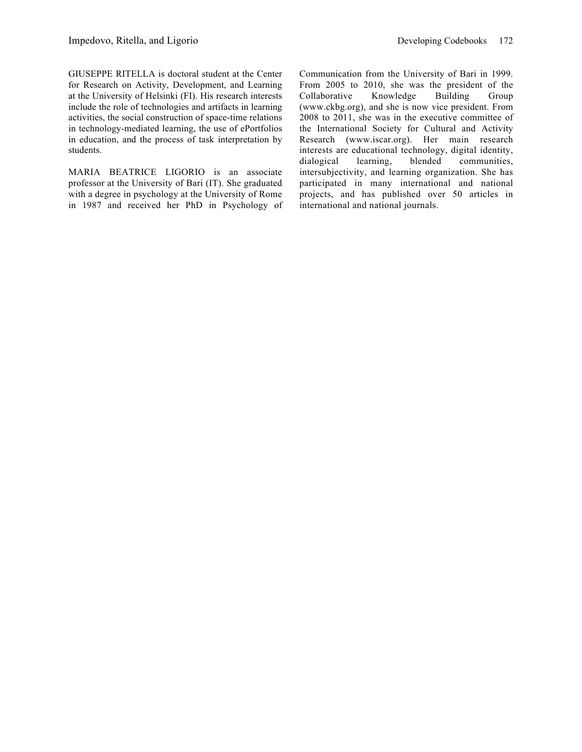GIUSEPPE RITELLA is doctoral student at the Center for Research on Activity, Development, and Learning at the University of Helsinki (FI). His research interests include the role of technologies and artifacts in learning activities, the social construction of space-time relations in technology-mediated learning, the use of ePortfolios in education, and the process of task interpretation by students.

MARIA BEATRICE LIGORIO is an associate professor at the University of Bari (IT). She graduated with a degree in psychology at the University of Rome in 1987 and received her PhD in Psychology of Communication from the University of Bari in 1999. From 2005 to 2010, she was the president of the Collaborative Knowledge Building Group (www.ckbg.org), and she is now vice president. From 2008 to 2011, she was in the executive committee of the International Society for Cultural and Activity Research (www.iscar.org). Her main research interests are educational technology, digital identity, dialogical learning, blended communities, intersubjectivity, and learning organization. She has participated in many international and national projects, and has published over 50 articles in international and national journals.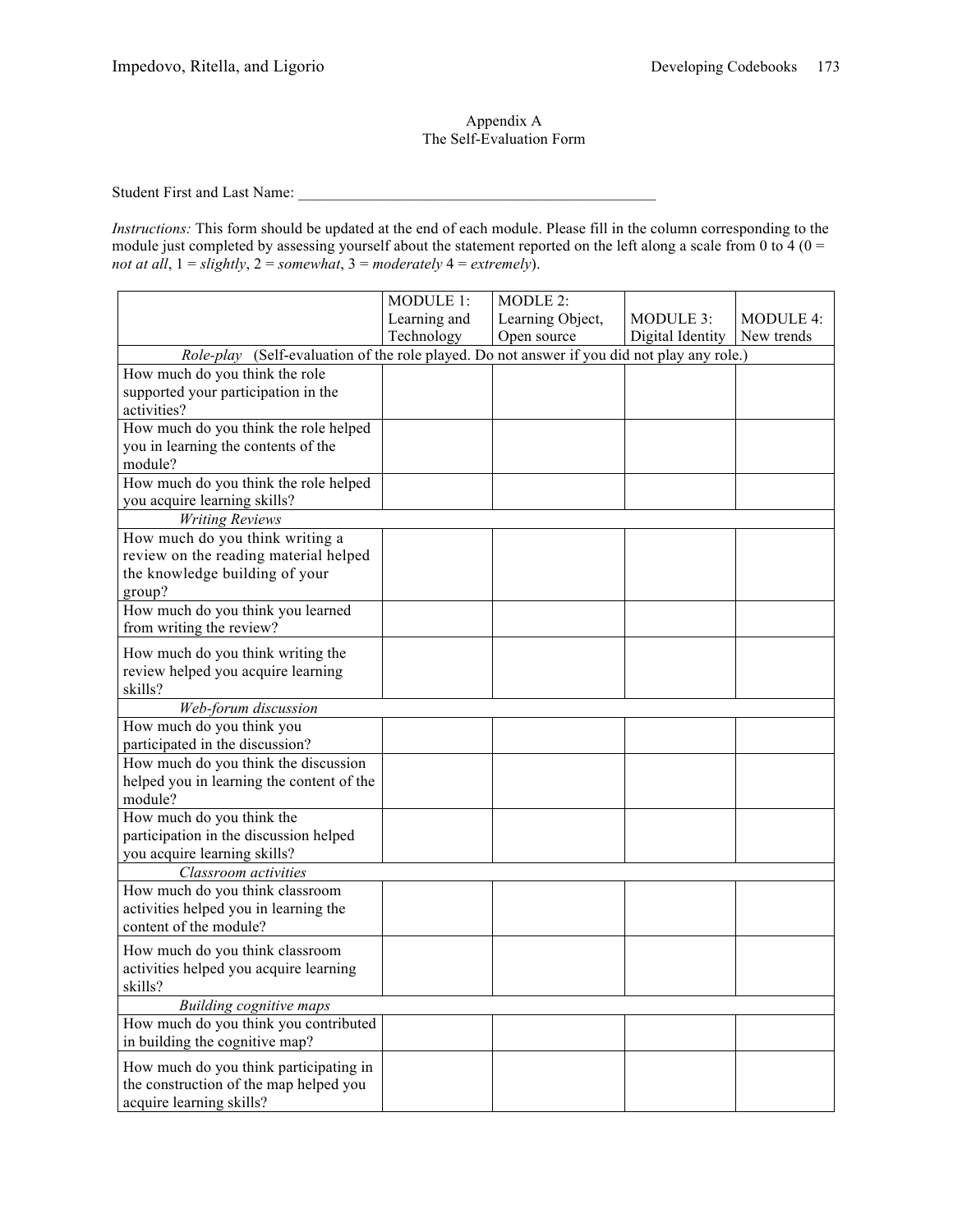# Appendix A
## The Self-Evaluation Form

Student First and Last Name: _______________________________________________

*Instructions:* This form should be updated at the end of each module. Please fill in the column corresponding to the module just completed by assessing yourself about the statement reported on the left along a scale from 0 to 4 (0 = *not at all*, 1 = *slightly*, 2 = *somewhat*, 3 = *moderately* 4 = *extremely*).

| | MODULE 1: Learning and Technology | MODLE 2: Learning Object, Open source | MODULE 3: Digital Identity | MODULE 4: New trends |
|---|---|---|---|---|
| *Role-play* (Self-evaluation of the role played. Do not answer if you did not play any role.) | | | | |
| How much do you think the role supported your participation in the activities? | | | | |
| How much do you think the role helped you in learning the contents of the module? | | | | |
| How much do you think the role helped you acquire learning skills? | | | | |
| *Writing Reviews* | | | | |
| How much do you think writing a review on the reading material helped the knowledge building of your group? | | | | |
| How much do you think you learned from writing the review? | | | | |
| How much do you think writing the review helped you acquire learning skills? | | | | |
| *Web-forum discussion* | | | | |
| How much do you think you participated in the discussion? | | | | |
| How much do you think the discussion helped you in learning the content of the module? | | | | |
| How much do you think the participation in the discussion helped you acquire learning skills? | | | | |
| *Classroom activities* | | | | |
| How much do you think classroom activities helped you in learning the content of the module? | | | | |
| How much do you think classroom activities helped you acquire learning skills? | | | | |
| *Building cognitive maps* | | | | |
| How much do you think you contributed in building the cognitive map? | | | | |
| How much do you think participating in the construction of the map helped you acquire learning skills? | | | | |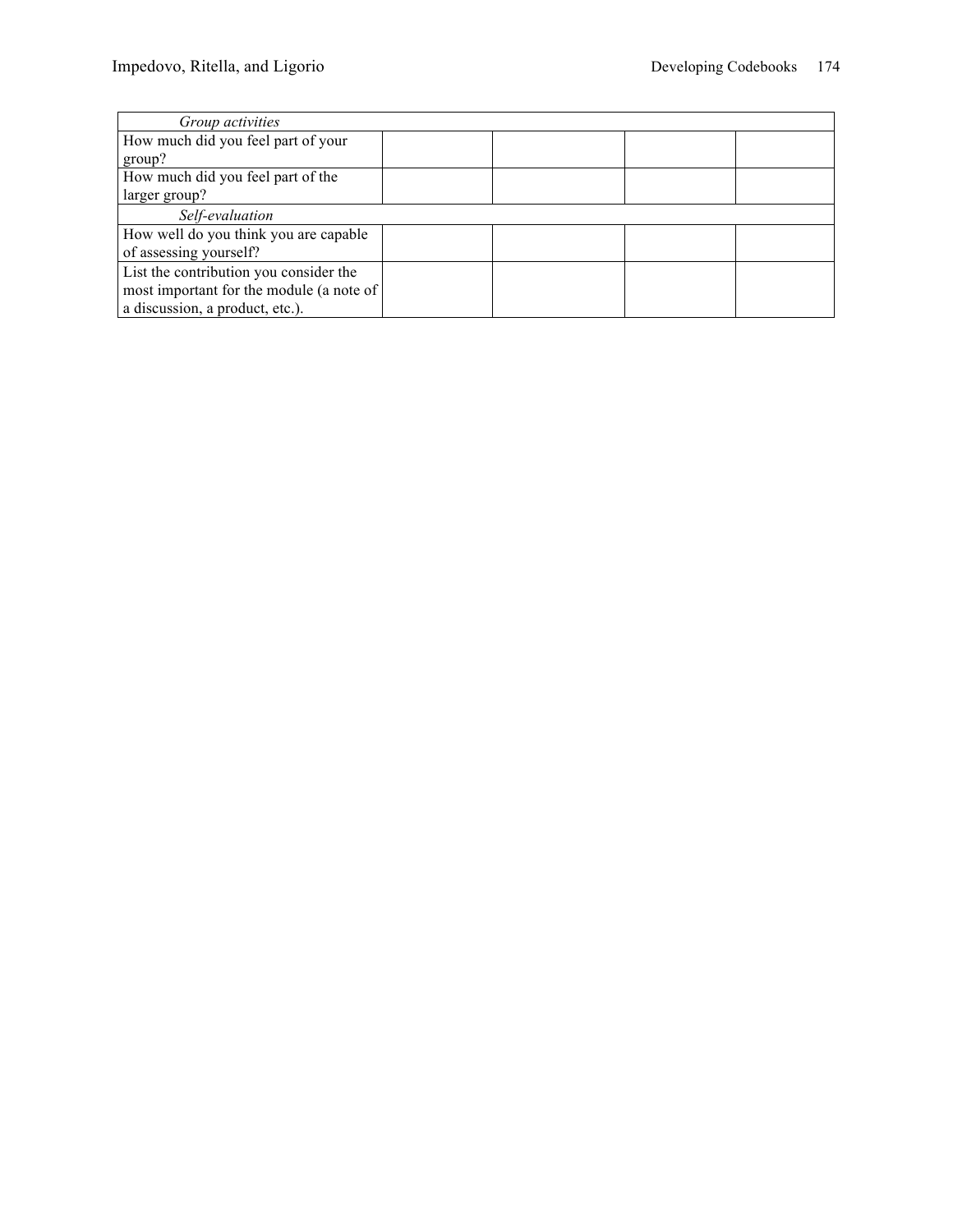| | | | | |
|---|---|---|---|---|
| *Group activities* | | | | |
| How much did you feel part of your group? | | | | |
| How much did you feel part of the larger group? | | | | |
| *Self-evaluation* | | | | |
| How well do you think you are capable of assessing yourself? | | | | |
| List the contribution you consider the most important for the module (a note of a discussion, a product, etc.). | | | | |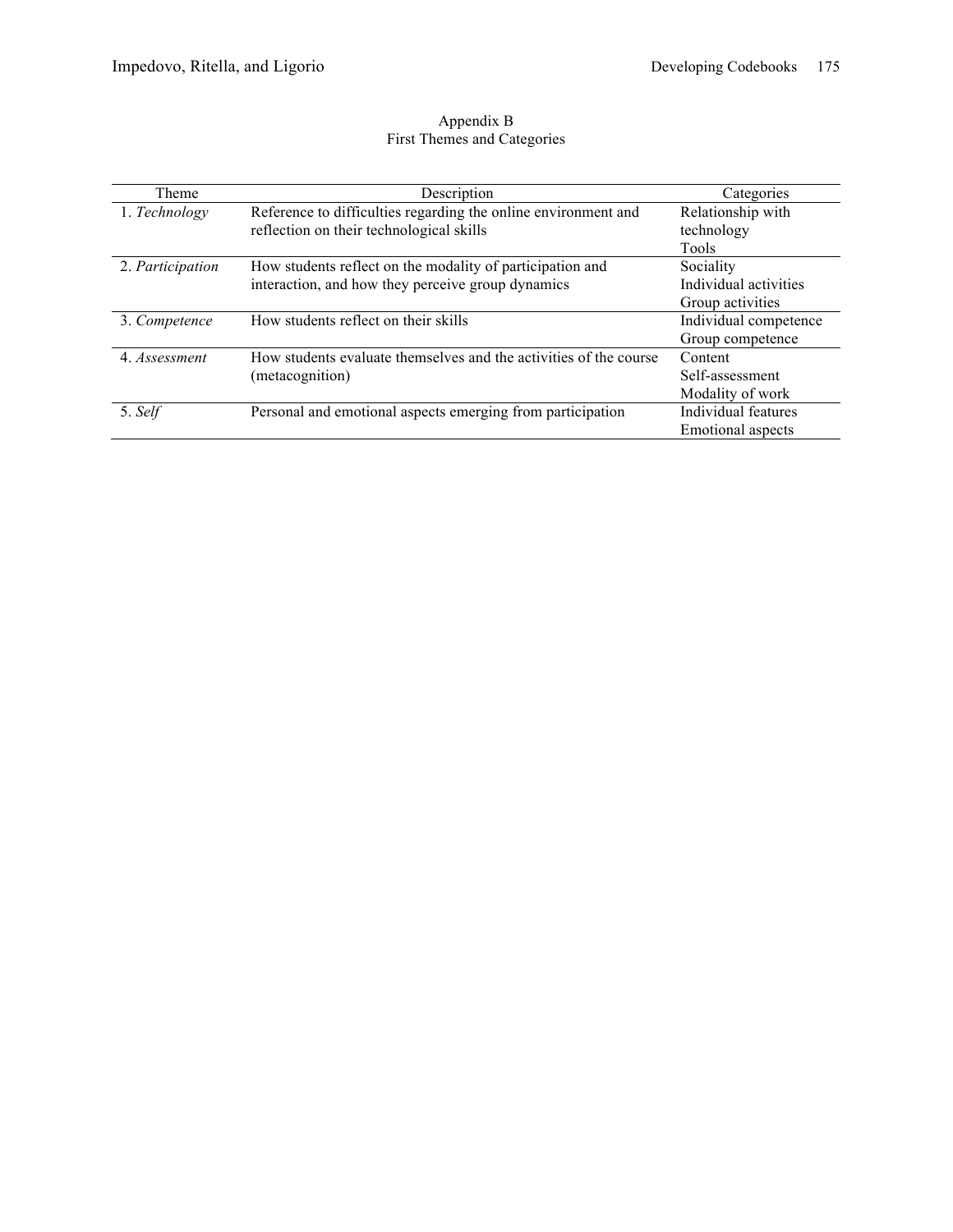## Appendix B
### First Themes and Categories

| Theme | Description | Categories |
|---|---|---|
| 1. *Technology* | Reference to difficulties regarding the online environment and reflection on their technological skills | Relationship with technology<br>Tools |
| 2. *Participation* | How students reflect on the modality of participation and interaction, and how they perceive group dynamics | Sociality<br>Individual activities<br>Group activities |
| 3. *Competence* | How students reflect on their skills | Individual competence<br>Group competence |
| 4. *Assessment* | How students evaluate themselves and the activities of the course (metacognition) | Content<br>Self-assessment<br>Modality of work |
| 5. *Self* | Personal and emotional aspects emerging from participation | Individual features<br>Emotional aspects |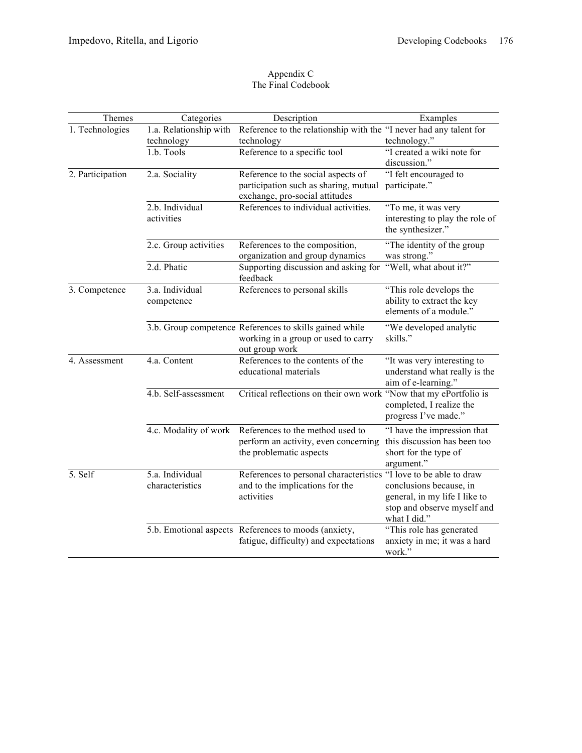Appendix C
The Final Codebook

| Themes | Categories | Description | Examples |
|---|---|---|---|
| 1. Technologies | 1.a. Relationship with technology | Reference to the relationship with the technology | "I never had any talent for technology." |
| | 1.b. Tools | Reference to a specific tool | "I created a wiki note for discussion." |
| 2. Participation | 2.a. Sociality | Reference to the social aspects of participation such as sharing, mutual exchange, pro-social attitudes | "I felt encouraged to participate." |
| | 2.b. Individual activities | References to individual activities. | "To me, it was very interesting to play the role of the synthesizer." |
| | 2.c. Group activities | References to the composition, organization and group dynamics | "The identity of the group was strong." |
| | 2.d. Phatic | Supporting discussion and asking for feedback | "Well, what about it?" |
| 3. Competence | 3.a. Individual competence | References to personal skills | "This role develops the ability to extract the key elements of a module." |
| | 3.b. Group competence | References to skills gained while working in a group or used to carry out group work | "We developed analytic skills." |
| 4. Assessment | 4.a. Content | References to the contents of the educational materials | "It was very interesting to understand what really is the aim of e-learning." |
| | 4.b. Self-assessment | Critical reflections on their own work | "Now that my ePortfolio is completed, I realize the progress I've made." |
| | 4.c. Modality of work | References to the method used to perform an activity, even concerning the problematic aspects | "I have the impression that this discussion has been too short for the type of argument." |
| 5. Self | 5.a. Individual characteristics | References to personal characteristics and to the implications for the activities | "I love to be able to draw conclusions because, in general, in my life I like to stop and observe myself and what I did." |
| | 5.b. Emotional aspects | References to moods (anxiety, fatigue, difficulty) and expectations | "This role has generated anxiety in me; it was a hard work." |